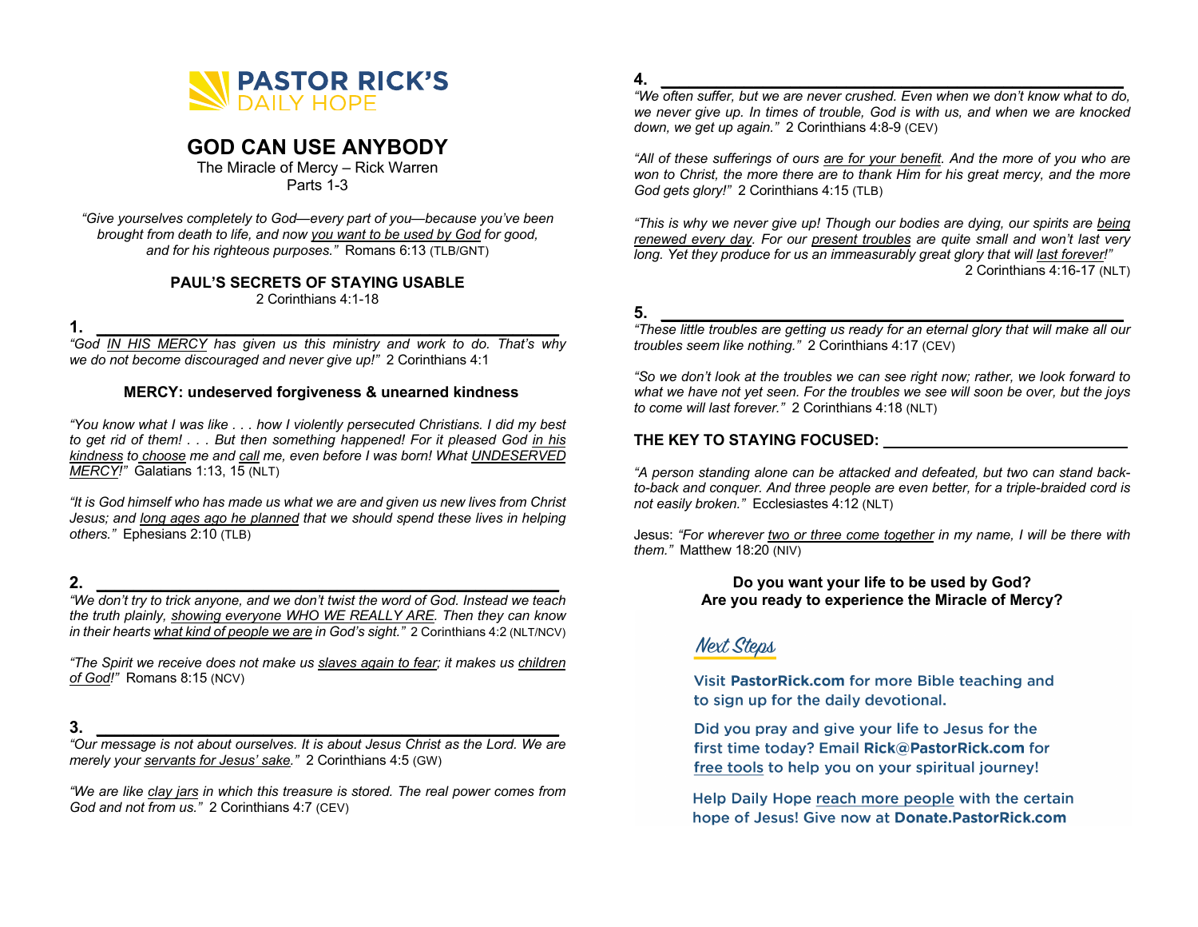PASTOR RICK'S DAILY HOPE

# GOD CAN USE ANYBODY

The Miracle of Mercy – Rick Warren
Parts 1-3

*"Give yourselves completely to God—every part of you—because you've been brought from death to life, and now you want to be used by God for good, and for his righteous purposes."* Romans 6:13 (TLB/GNT)

## PAUL'S SECRETS OF STAYING USABLE

2 Corinthians 4:1-18

**1. ____________________________________________**

*"God IN HIS MERCY has given us this ministry and work to do. That's why we do not become discouraged and never give up!"* 2 Corinthians 4:1

**MERCY: undeserved forgiveness & unearned kindness**

*"You know what I was like . . . how I violently persecuted Christians. I did my best to get rid of them! . . . But then something happened! For it pleased God in his kindness to choose me and call me, even before I was born! What UNDESERVED MERCY!"* Galatians 1:13, 15 (NLT)

*"It is God himself who has made us what we are and given us new lives from Christ Jesus; and long ages ago he planned that we should spend these lives in helping others."* Ephesians 2:10 (TLB)

**2. ____________________________________________**

*"We don't try to trick anyone, and we don't twist the word of God. Instead we teach the truth plainly, showing everyone WHO WE REALLY ARE. Then they can know in their hearts what kind of people we are in God's sight."* 2 Corinthians 4:2 (NLT/NCV)

*"The Spirit we receive does not make us slaves again to fear; it makes us children of God!"* Romans 8:15 (NCV)

**3. ____________________________________________**

*"Our message is not about ourselves. It is about Jesus Christ as the Lord. We are merely your servants for Jesus' sake."* 2 Corinthians 4:5 (GW)

*"We are like clay jars in which this treasure is stored. The real power comes from God and not from us."* 2 Corinthians 4:7 (CEV)

**4. ____________________________________________**

*"We often suffer, but we are never crushed. Even when we don't know what to do, we never give up. In times of trouble, God is with us, and when we are knocked down, we get up again."* 2 Corinthians 4:8-9 (CEV)

*"All of these sufferings of ours are for your benefit. And the more of you who are won to Christ, the more there are to thank Him for his great mercy, and the more God gets glory!"* 2 Corinthians 4:15 (TLB)

*"This is why we never give up! Though our bodies are dying, our spirits are being renewed every day. For our present troubles are quite small and won't last very long. Yet they produce for us an immeasurably great glory that will last forever!"* 2 Corinthians 4:16-17 (NLT)

**5. ____________________________________________**

*"These little troubles are getting us ready for an eternal glory that will make all our troubles seem like nothing."* 2 Corinthians 4:17 (CEV)

*"So we don't look at the troubles we can see right now; rather, we look forward to what we have not yet seen. For the troubles we see will soon be over, but the joys to come will last forever."* 2 Corinthians 4:18 (NLT)

**THE KEY TO STAYING FOCUSED: ________________________**

*"A person standing alone can be attacked and defeated, but two can stand back-to-back and conquer. And three people are even better, for a triple-braided cord is not easily broken."* Ecclesiastes 4:12 (NLT)

Jesus: *"For wherever two or three come together in my name, I will be there with them."* Matthew 18:20 (NIV)

**Do you want your life to be used by God?**
**Are you ready to experience the Miracle of Mercy?**

### Next Steps

Visit **PastorRick.com** for more Bible teaching and to sign up for the daily devotional.

Did you pray and give your life to Jesus for the first time today? Email **Rick@PastorRick.com** for free tools to help you on your spiritual journey!

Help Daily Hope reach more people with the certain hope of Jesus! Give now at **Donate.PastorRick.com**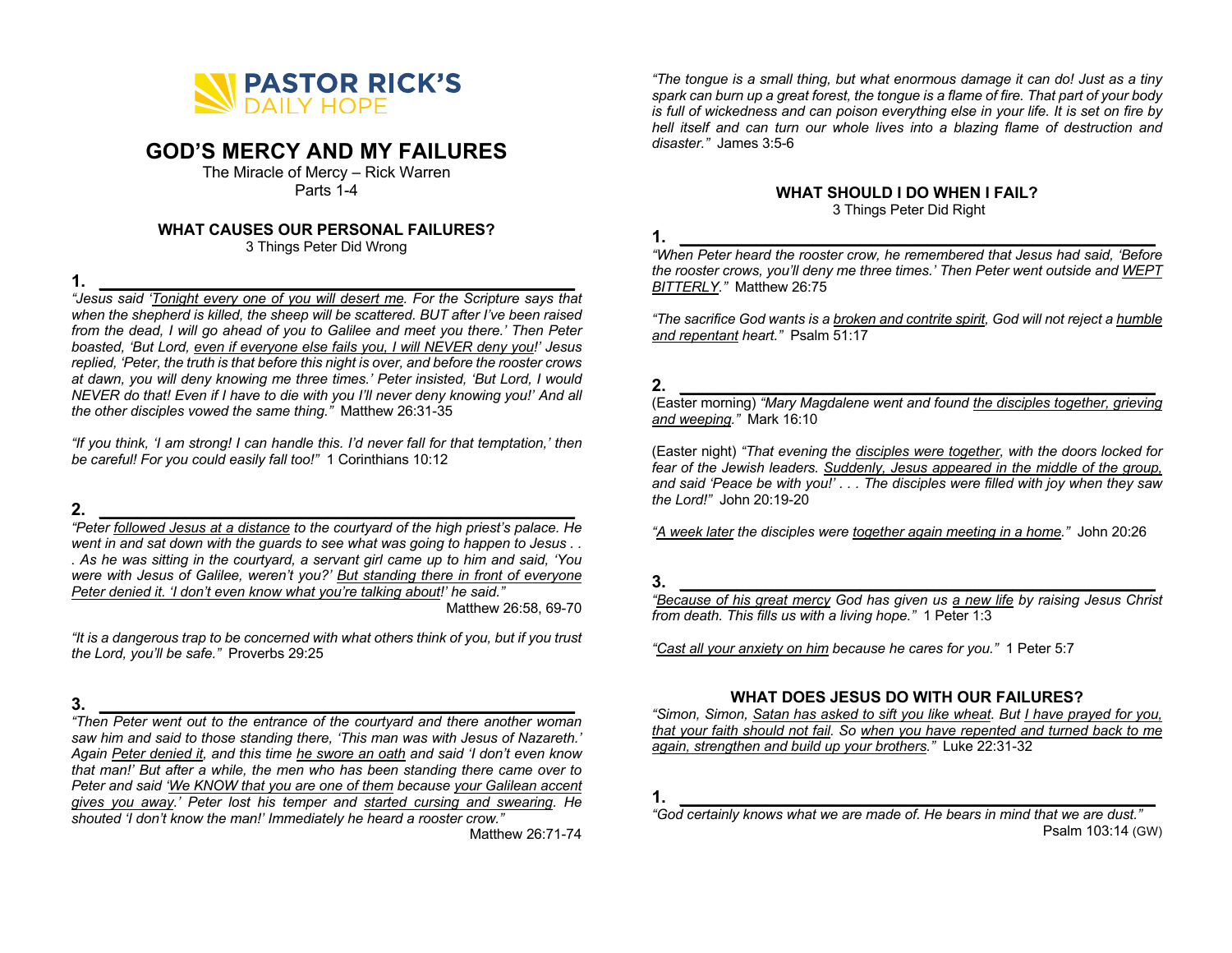PASTOR RICK'S
DAILY HOPE

# GOD'S MERCY AND MY FAILURES

The Miracle of Mercy – Rick Warren
Parts 1-4

## WHAT CAUSES OUR PERSONAL FAILURES?

3 Things Peter Did Wrong

**1.** ____________________________________________

*"Jesus said '<u>Tonight every one of you will desert me</u>. For the Scripture says that when the shepherd is killed, the sheep will be scattered. BUT after I've been raised from the dead, I will go ahead of you to Galilee and meet you there.' Then Peter boasted, 'But Lord, <u>even if everyone else fails you, I will NEVER deny you</u>!' Jesus replied, 'Peter, the truth is that before this night is over, and before the rooster crows at dawn, you will deny knowing me three times.' Peter insisted, 'But Lord, I would NEVER do that! Even if I have to die with you I'll never deny knowing you!' And all the other disciples vowed the same thing."* Matthew 26:31-35

*"If you think, 'I am strong! I can handle this. I'd never fall for that temptation,' then be careful! For you could easily fall too!"* 1 Corinthians 10:12

**2.** ____________________________________________

*"Peter <u>followed Jesus at a distance</u> to the courtyard of the high priest's palace. He went in and sat down with the guards to see what was going to happen to Jesus . . . As he was sitting in the courtyard, a servant girl came up to him and said, 'You were with Jesus of Galilee, weren't you?' <u>But standing there in front of everyone Peter denied it. 'I don't even know what you're talking about</u>!' he said."* Matthew 26:58, 69-70

*"It is a dangerous trap to be concerned with what others think of you, but if you trust the Lord, you'll be safe."* Proverbs 29:25

**3.** ____________________________________________

*"Then Peter went out to the entrance of the courtyard and there another woman saw him and said to those standing there, 'This man was with Jesus of Nazareth.' Again <u>Peter denied it</u>, and this time <u>he swore an oath</u> and said 'I don't even know that man!' But after a while, the men who has been standing there came over to Peter and said '<u>We KNOW that you are one of them</u> because <u>your Galilean accent gives you away</u>.' Peter lost his temper and <u>started cursing and swearing</u>. He shouted 'I don't know the man!' Immediately he heard a rooster crow."* Matthew 26:71-74

*"The tongue is a small thing, but what enormous damage it can do! Just as a tiny spark can burn up a great forest, the tongue is a flame of fire. That part of your body is full of wickedness and can poison everything else in your life. It is set on fire by hell itself and can turn our whole lives into a blazing flame of destruction and disaster."* James 3:5-6

## WHAT SHOULD I DO WHEN I FAIL?

3 Things Peter Did Right

**1.** ____________________________________________

*"When Peter heard the rooster crow, he remembered that Jesus had said, 'Before the rooster crows, you'll deny me three times.' Then Peter went outside and <u>WEPT BITTERLY</u>."* Matthew 26:75

*"The sacrifice God wants is a <u>broken and contrite spirit</u>, God will not reject a <u>humble and repentant</u> heart."* Psalm 51:17

**2.** ____________________________________________

(Easter morning) *"Mary Magdalene went and found <u>the disciples together, grieving and weeping</u>."* Mark 16:10

(Easter night) *"That evening the <u>disciples were together</u>, with the doors locked for fear of the Jewish leaders. <u>Suddenly, Jesus appeared in the middle of the group</u>, and said 'Peace be with you!' . . . The disciples were filled with joy when they saw the Lord!"* John 20:19-20

*"<u>A week later</u> the disciples were <u>together again meeting in a home</u>."* John 20:26

**3.** ____________________________________________

*"<u>Because of his great mercy</u> God has given us <u>a new life</u> by raising Jesus Christ from death. This fills us with a living hope."* 1 Peter 1:3

*"<u>Cast all your anxiety on him</u> because he cares for you."* 1 Peter 5:7

## WHAT DOES JESUS DO WITH OUR FAILURES?

*"Simon, Simon, <u>Satan has asked to sift you like wheat</u>. But <u>I have prayed for you, that your faith should not fail</u>. So <u>when you have repented and turned back to me again, strengthen and build up your brothers</u>."* Luke 22:31-32

**1.** ____________________________________________

*"God certainly knows what we are made of. He bears in mind that we are dust."* Psalm 103:14 (GW)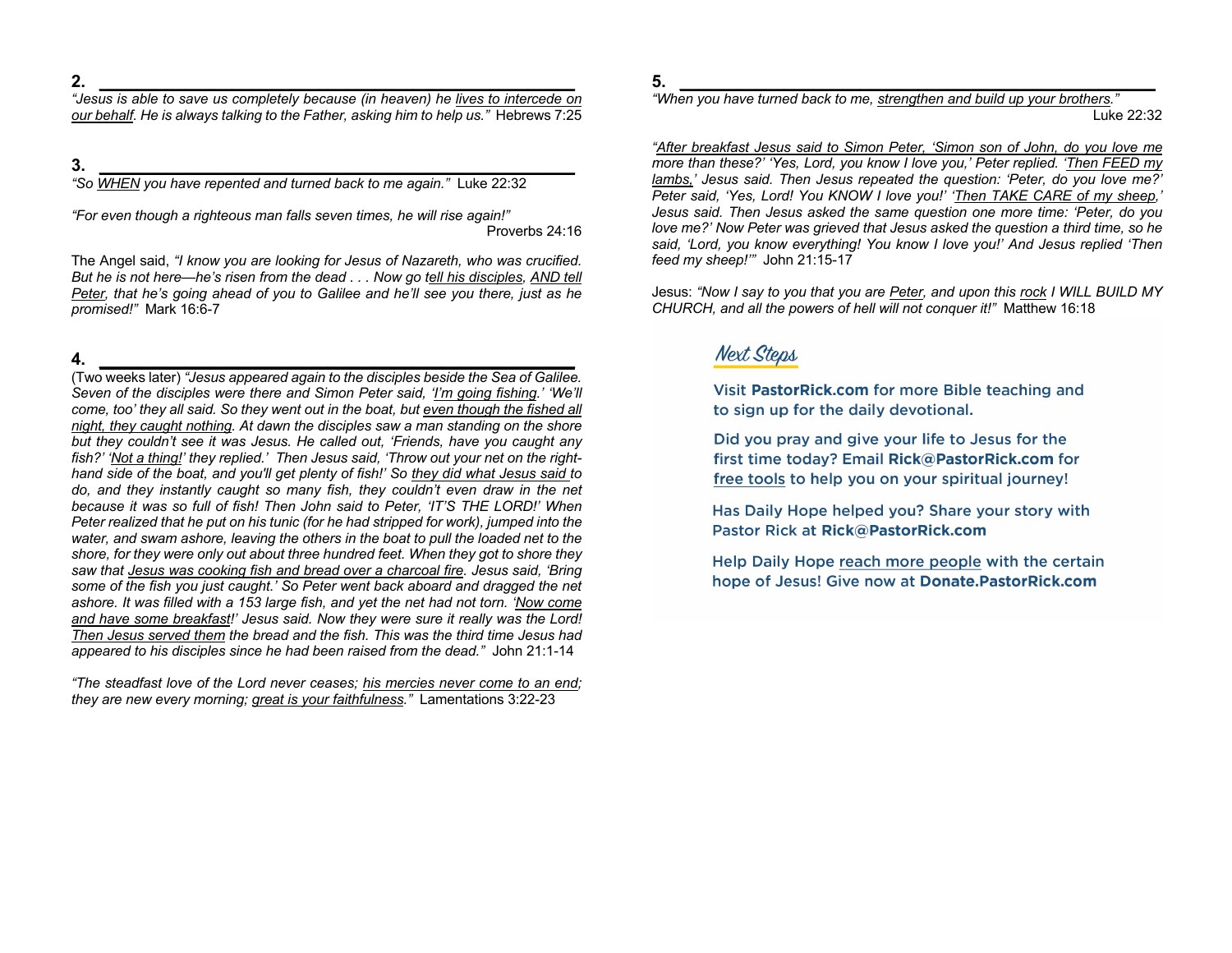**2. \_\_\_\_\_\_\_\_\_\_\_\_\_\_\_\_\_\_\_\_\_\_\_\_\_\_\_\_\_\_\_\_\_\_\_\_\_\_\_\_\_\_\_\_**

*"Jesus is able to save us completely because (in heaven) he <u>lives to intercede on our behalf</u>. He is always talking to the Father, asking him to help us."* Hebrews 7:25

**3. \_\_\_\_\_\_\_\_\_\_\_\_\_\_\_\_\_\_\_\_\_\_\_\_\_\_\_\_\_\_\_\_\_\_\_\_\_\_\_\_\_\_\_\_**

*"So <u>WHEN</u> you have repented and turned back to me again."* Luke 22:32

*"For even though a righteous man falls seven times, he will rise again!"* Proverbs 24:16

The Angel said, *"I know you are looking for Jesus of Nazareth, who was crucified. But he is not here—he's risen from the dead . . . Now go <u>tell his disciples</u>, <u>AND tell Peter</u>, that he's going ahead of you to Galilee and he'll see you there, just as he promised!"* Mark 16:6-7

**4. \_\_\_\_\_\_\_\_\_\_\_\_\_\_\_\_\_\_\_\_\_\_\_\_\_\_\_\_\_\_\_\_\_\_\_\_\_\_\_\_\_\_\_\_**

(Two weeks later) *"Jesus appeared again to the disciples beside the Sea of Galilee. Seven of the disciples were there and Simon Peter said, '<u>I'm going fishing</u>.' 'We'll come, too' they all said. So they went out in the boat, but <u>even though the fished all night, they caught nothing</u>. At dawn the disciples saw a man standing on the shore but they couldn't see it was Jesus. He called out, 'Friends, have you caught any fish?' '<u>Not a thing!</u>' they replied.' Then Jesus said, 'Throw out your net on the right-hand side of the boat, and you'll get plenty of fish!' So <u>they did what Jesus said</u> to do, and they instantly caught so many fish, they couldn't even draw in the net because it was so full of fish! Then John said to Peter, 'IT'S THE LORD!' When Peter realized that he put on his tunic (for he had stripped for work), jumped into the water, and swam ashore, leaving the others in the boat to pull the loaded net to the shore, for they were only out about three hundred feet. When they got to shore they saw that <u>Jesus was cooking fish and bread over a charcoal fire</u>. Jesus said, 'Bring some of the fish you just caught.' So Peter went back aboard and dragged the net ashore. It was filled with a 153 large fish, and yet the net had not torn. '<u>Now come and have some breakfast</u>!' Jesus said. Now they were sure it really was the Lord! <u>Then Jesus served them</u> the bread and the fish. This was the third time Jesus had appeared to his disciples since he had been raised from the dead."* John 21:1-14

*"The steadfast love of the Lord never ceases; <u>his mercies never come to an end</u>; they are new every morning; <u>great is your faithfulness</u>."* Lamentations 3:22-23

**5. \_\_\_\_\_\_\_\_\_\_\_\_\_\_\_\_\_\_\_\_\_\_\_\_\_\_\_\_\_\_\_\_\_\_\_\_\_\_\_\_\_\_\_\_**

*"When you have turned back to me, <u>strengthen and build up your brothers</u>."* Luke 22:32

*"<u>After breakfast Jesus said to Simon Peter, 'Simon son of John, do you love me</u> more than these?' 'Yes, Lord, you know I love you,' Peter replied. '<u>Then FEED my lambs,</u>' Jesus said. Then Jesus repeated the question: 'Peter, do you love me?' Peter said, 'Yes, Lord! You KNOW I love you!' '<u>Then TAKE CARE of my sheep</u>,' Jesus said. Then Jesus asked the same question one more time: 'Peter, do you love me?' Now Peter was grieved that Jesus asked the question a third time, so he said, 'Lord, you know everything! You know I love you!' And Jesus replied 'Then feed my sheep!'"* John 21:15-17

Jesus: *"Now I say to you that you are <u>Peter</u>, and upon this <u>rock</u> I WILL BUILD MY CHURCH, and all the powers of hell will not conquer it!"* Matthew 16:18

## Next Steps

Visit **PastorRick.com** for more Bible teaching and to sign up for the daily devotional.

Did you pray and give your life to Jesus for the first time today? Email **Rick@PastorRick.com** for <u>free tools</u> to help you on your spiritual journey!

Has Daily Hope helped you? Share your story with Pastor Rick at **Rick@PastorRick.com**

Help Daily Hope <u>reach more people</u> with the certain hope of Jesus! Give now at **Donate.PastorRick.com**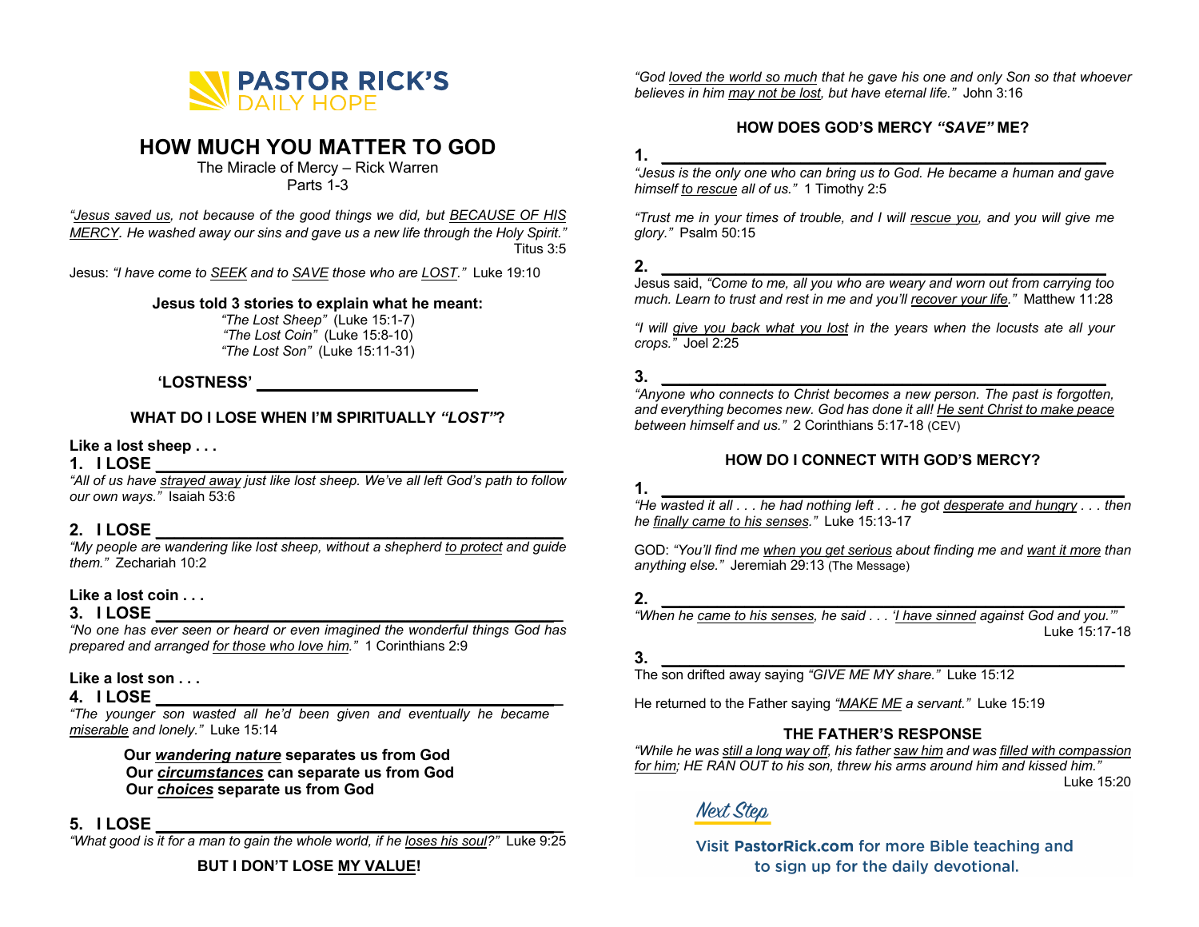**PASTOR RICK'S DAILY HOPE**

# HOW MUCH YOU MATTER TO GOD

The Miracle of Mercy – Rick Warren
Parts 1-3

*"Jesus saved us, not because of the good things we did, but BECAUSE OF HIS MERCY. He washed away our sins and gave us a new life through the Holy Spirit."* Titus 3:5

Jesus: *"I have come to SEEK and to SAVE those who are LOST."* Luke 19:10

**Jesus told 3 stories to explain what he meant:**

*"The Lost Sheep"* (Luke 15:1-7)
*"The Lost Coin"* (Luke 15:8-10)
*"The Lost Son"* (Luke 15:11-31)

**'LOSTNESS' ______________________**

### WHAT DO I LOSE WHEN I'M SPIRITUALLY *"LOST"*?

**Like a lost sheep . . .**

**1. I LOSE ________________________________________**

*"All of us have strayed away just like lost sheep. We've all left God's path to follow our own ways."* Isaiah 53:6

**2. I LOSE ________________________________________**

*"My people are wandering like lost sheep, without a shepherd to protect and guide them."* Zechariah 10:2

**Like a lost coin . . .**

**3. I LOSE ________________________________________**

*"No one has ever seen or heard or even imagined the wonderful things God has prepared and arranged for those who love him."* 1 Corinthians 2:9

**Like a lost son . . .**

**4. I LOSE ________________________________________**

*"The younger son wasted all he'd been given and eventually he became miserable and lonely."* Luke 15:14

**Our *wandering nature* separates us from God**
**Our *circumstances* can separate us from God**
**Our *choices* separate us from God**

**5. I LOSE ________________________________________**

*"What good is it for a man to gain the whole world, if he loses his soul?"* Luke 9:25

**BUT I DON'T LOSE MY VALUE!**

*"God loved the world so much that he gave his one and only Son so that whoever believes in him may not be lost, but have eternal life."* John 3:16

### HOW DOES GOD'S MERCY *"SAVE"* ME?

**1. ________________________________________**

*"Jesus is the only one who can bring us to God. He became a human and gave himself to rescue all of us."* 1 Timothy 2:5

*"Trust me in your times of trouble, and I will rescue you, and you will give me glory."* Psalm 50:15

**2. ________________________________________**

Jesus said, *"Come to me, all you who are weary and worn out from carrying too much. Learn to trust and rest in me and you'll recover your life."* Matthew 11:28

*"I will give you back what you lost in the years when the locusts ate all your crops."* Joel 2:25

**3. ________________________________________**

*"Anyone who connects to Christ becomes a new person. The past is forgotten, and everything becomes new. God has done it all! He sent Christ to make peace between himself and us."* 2 Corinthians 5:17-18 (CEV)

### HOW DO I CONNECT WITH GOD'S MERCY?

**1. ________________________________________**

*"He wasted it all . . . he had nothing left . . . he got desperate and hungry . . . then he finally came to his senses."* Luke 15:13-17

GOD: *"You'll find me when you get serious about finding me and want it more than anything else."* Jeremiah 29:13 (The Message)

**2. ________________________________________**

*"When he came to his senses, he said . . . 'I have sinned against God and you.'"* Luke 15:17-18

**3. ________________________________________**

The son drifted away saying *"GIVE ME MY share."* Luke 15:12

He returned to the Father saying *"MAKE ME a servant."* Luke 15:19

### THE FATHER'S RESPONSE

*"While he was still a long way off, his father saw him and was filled with compassion for him; HE RAN OUT to his son, threw his arms around him and kissed him."* Luke 15:20

**Next Step**

Visit **PastorRick.com** for more Bible teaching and to sign up for the daily devotional.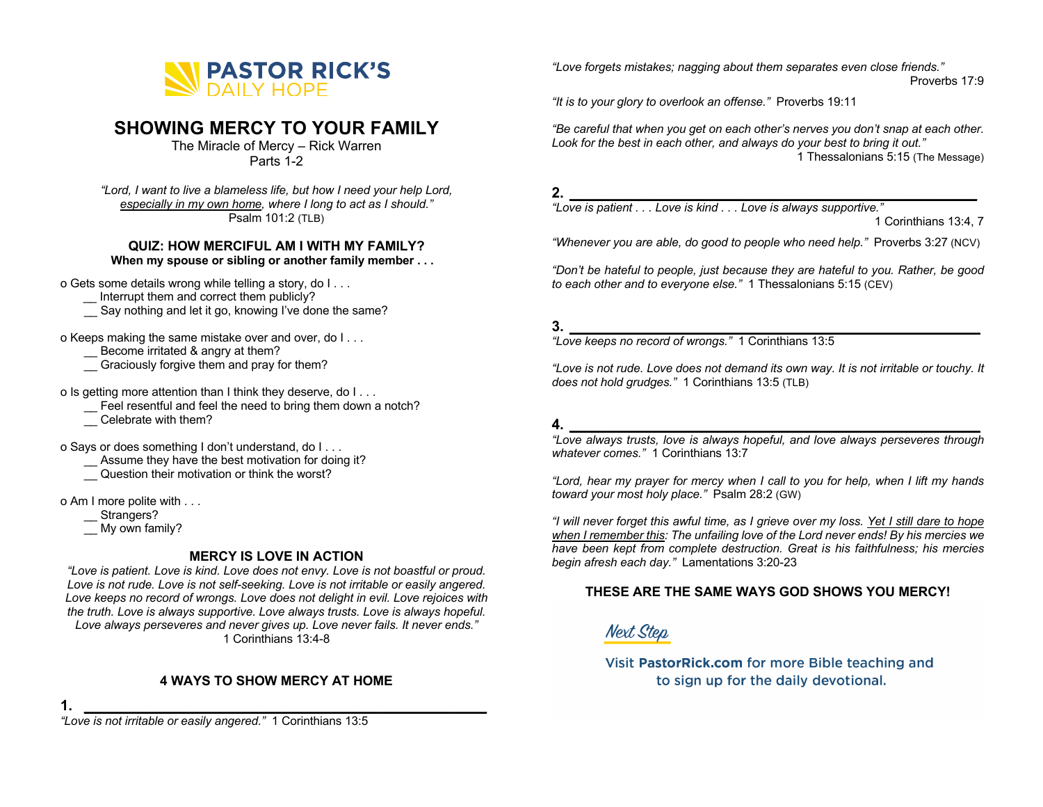PASTOR RICK'S
DAILY HOPE

# SHOWING MERCY TO YOUR FAMILY

The Miracle of Mercy – Rick Warren
Parts 1-2

*"Lord, I want to live a blameless life, but how I need your help Lord, especially in my own home, where I long to act as I should."* Psalm 101:2 (TLB)

### QUIZ: HOW MERCIFUL AM I WITH MY FAMILY?

**When my spouse or sibling or another family member . . .**

o Gets some details wrong while telling a story, do I . . .
- __ Interrupt them and correct them publicly?
- __ Say nothing and let it go, knowing I've done the same?

o Keeps making the same mistake over and over, do I . . .
- __ Become irritated & angry at them?
- __ Graciously forgive them and pray for them?

o Is getting more attention than I think they deserve, do I . . .
- __ Feel resentful and feel the need to bring them down a notch?
- __ Celebrate with them?

o Says or does something I don't understand, do I . . .
- __ Assume they have the best motivation for doing it?
- __ Question their motivation or think the worst?

o Am I more polite with . . .
- __ Strangers?
- __ My own family?

### MERCY IS LOVE IN ACTION

*"Love is patient. Love is kind. Love does not envy. Love is not boastful or proud. Love is not rude. Love is not self-seeking. Love is not irritable or easily angered. Love keeps no record of wrongs. Love does not delight in evil. Love rejoices with the truth. Love is always supportive. Love always trusts. Love is always hopeful. Love always perseveres and never gives up. Love never fails. It never ends."* 1 Corinthians 13:4-8

### 4 WAYS TO SHOW MERCY AT HOME

**1. ____________________________________________**

*"Love is not irritable or easily angered."* 1 Corinthians 13:5

*"Love forgets mistakes; nagging about them separates even close friends."* Proverbs 17:9

*"It is to your glory to overlook an offense."* Proverbs 19:11

*"Be careful that when you get on each other's nerves you don't snap at each other. Look for the best in each other, and always do your best to bring it out."* 1 Thessalonians 5:15 (The Message)

**2. ____________________________________________**

*"Love is patient . . . Love is kind . . . Love is always supportive."* 1 Corinthians 13:4, 7

*"Whenever you are able, do good to people who need help."* Proverbs 3:27 (NCV)

*"Don't be hateful to people, just because they are hateful to you. Rather, be good to each other and to everyone else."* 1 Thessalonians 5:15 (CEV)

**3. ____________________________________________**

*"Love keeps no record of wrongs."* 1 Corinthians 13:5

*"Love is not rude. Love does not demand its own way. It is not irritable or touchy. It does not hold grudges."* 1 Corinthians 13:5 (TLB)

**4. ____________________________________________**

*"Love always trusts, love is always hopeful, and love always perseveres through whatever comes."* 1 Corinthians 13:7

*"Lord, hear my prayer for mercy when I call to you for help, when I lift my hands toward your most holy place."* Psalm 28:2 (GW)

*"I will never forget this awful time, as I grieve over my loss. Yet I still dare to hope when I remember this: The unfailing love of the Lord never ends! By his mercies we have been kept from complete destruction. Great is his faithfulness; his mercies begin afresh each day."* Lamentations 3:20-23

**THESE ARE THE SAME WAYS GOD SHOWS YOU MERCY!**

*Next Step*

Visit **PastorRick.com** for more Bible teaching and to sign up for the daily devotional.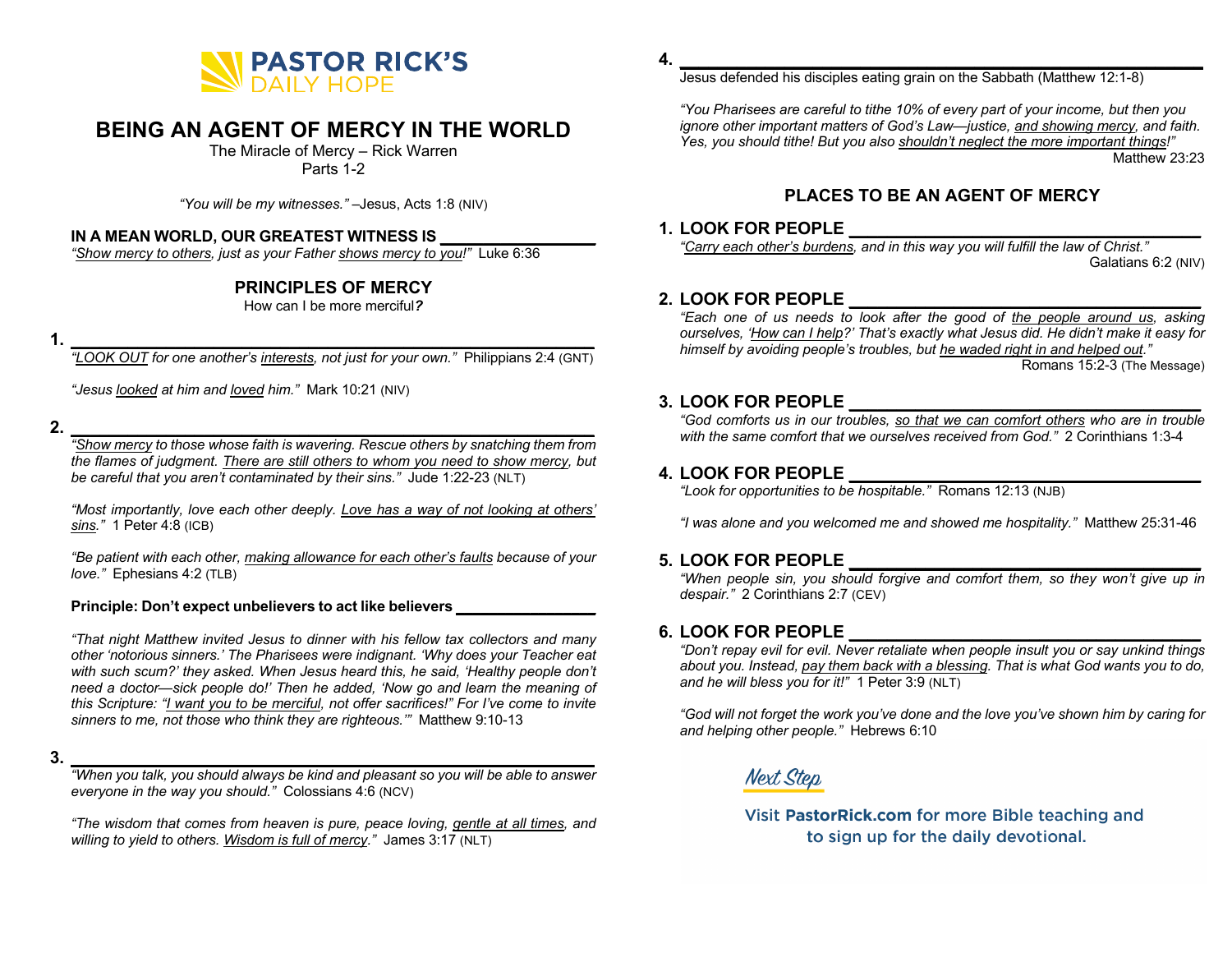**PASTOR RICK'S**
DAILY HOPE

# BEING AN AGENT OF MERCY IN THE WORLD

The Miracle of Mercy – Rick Warren
Parts 1-2

*"You will be my witnesses."* –Jesus, Acts 1:8 (NIV)

**IN A MEAN WORLD, OUR GREATEST WITNESS IS _______________**
*"<u>Show mercy to others</u>, just as your Father <u>shows mercy to you</u>!"* Luke 6:36

## PRINCIPLES OF MERCY

How can I be more merciful*?*

**1. ________________________________________________**

*"<u>LOOK OUT</u> for one another's <u>interests</u>, not just for your own."* Philippians 2:4 (GNT)

*"Jesus <u>looked</u> at him and <u>loved</u> him."* Mark 10:21 (NIV)

**2. ________________________________________________**

*"<u>Show mercy</u> to those whose faith is wavering. Rescue others by snatching them from the flames of judgment. <u>There are still others to whom you need to show mercy</u>, but be careful that you aren't contaminated by their sins."* Jude 1:22-23 (NLT)

*"Most importantly, love each other deeply. <u>Love has a way of not looking at others' sins</u>."* 1 Peter 4:8 (ICB)

*"Be patient with each other, <u>making allowance for each other's faults</u> because of your love."* Ephesians 4:2 (TLB)

**Principle: Don't expect unbelievers to act like believers _______________**

*"That night Matthew invited Jesus to dinner with his fellow tax collectors and many other 'notorious sinners.' The Pharisees were indignant. 'Why does your Teacher eat with such scum?' they asked. When Jesus heard this, he said, 'Healthy people don't need a doctor—sick people do!' Then he added, 'Now go and learn the meaning of this Scripture: "<u>I want you to be merciful</u>, not offer sacrifices!" For I've come to invite sinners to me, not those who think they are righteous.'"* Matthew 9:10-13

**3. ________________________________________________**

*"When you talk, you should always be kind and pleasant so you will be able to answer everyone in the way you should."* Colossians 4:6 (NCV)

*"The wisdom that comes from heaven is pure, peace loving, <u>gentle at all times</u>, and willing to yield to others. <u>Wisdom is full of mercy</u>."* James 3:17 (NLT)

**4. ________________________________________________**

Jesus defended his disciples eating grain on the Sabbath (Matthew 12:1-8)

*"You Pharisees are careful to tithe 10% of every part of your income, but then you ignore other important matters of God's Law—justice, <u>and showing mercy</u>, and faith. Yes, you should tithe! But you also <u>shouldn't neglect the more important things</u>!"* Matthew 23:23

## PLACES TO BE AN AGENT OF MERCY

**1. LOOK FOR PEOPLE ______________________________**

*"<u>Carry each other's burdens</u>, and in this way you will fulfill the law of Christ."* Galatians 6:2 (NIV)

**2. LOOK FOR PEOPLE ______________________________**

*"Each one of us needs to look after the good of <u>the people around us</u>, asking ourselves, '<u>How can I help</u>?' That's exactly what Jesus did. He didn't make it easy for himself by avoiding people's troubles, but <u>he waded right in and helped out</u>."* Romans 15:2-3 (The Message)

**3. LOOK FOR PEOPLE ______________________________**

*"God comforts us in our troubles, <u>so that we can comfort others</u> who are in trouble with the same comfort that we ourselves received from God."* 2 Corinthians 1:3-4

**4. LOOK FOR PEOPLE ______________________________**

*"Look for opportunities to be hospitable."* Romans 12:13 (NJB)

*"I was alone and you welcomed me and showed me hospitality."* Matthew 25:31-46

**5. LOOK FOR PEOPLE ______________________________**

*"When people sin, you should forgive and comfort them, so they won't give up in despair."* 2 Corinthians 2:7 (CEV)

**6. LOOK FOR PEOPLE ______________________________**

*"Don't repay evil for evil. Never retaliate when people insult you or say unkind things about you. Instead, <u>pay them back with a blessing</u>. That is what God wants you to do, and he will bless you for it!"* 1 Peter 3:9 (NLT)

*"God will not forget the work you've done and the love you've shown him by caring for and helping other people."* Hebrews 6:10

*Next Step*

Visit **PastorRick.com** for more Bible teaching and to sign up for the daily devotional.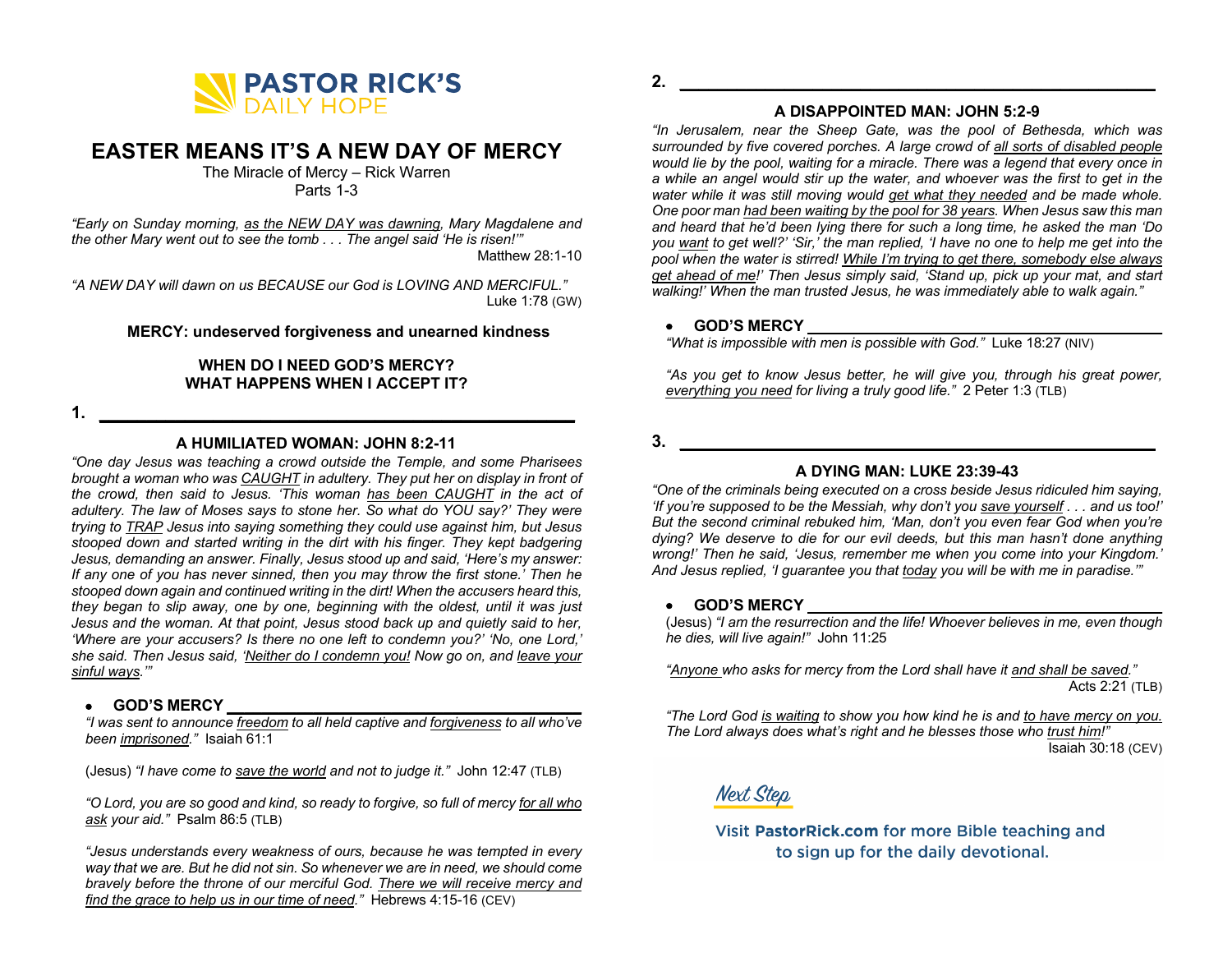PASTOR RICK'S DAILY HOPE

# EASTER MEANS IT'S A NEW DAY OF MERCY

The Miracle of Mercy – Rick Warren
Parts 1-3

*"Early on Sunday morning, as the NEW DAY was dawning, Mary Magdalene and the other Mary went out to see the tomb . . . The angel said 'He is risen!'"*
Matthew 28:1-10

*"A NEW DAY will dawn on us BECAUSE our God is LOVING AND MERCIFUL."*
Luke 1:78 (GW)

**MERCY: undeserved forgiveness and unearned kindness**

**WHEN DO I NEED GOD'S MERCY?**
**WHAT HAPPENS WHEN I ACCEPT IT?**

1. ______________________________

### A HUMILIATED WOMAN: JOHN 8:2-11

*"One day Jesus was teaching a crowd outside the Temple, and some Pharisees brought a woman who was CAUGHT in adultery. They put her on display in front of the crowd, then said to Jesus. 'This woman has been CAUGHT in the act of adultery. The law of Moses says to stone her. So what do YOU say?' They were trying to TRAP Jesus into saying something they could use against him, but Jesus stooped down and started writing in the dirt with his finger. They kept badgering Jesus, demanding an answer. Finally, Jesus stood up and said, 'Here's my answer: If any one of you has never sinned, then you may throw the first stone.' Then he stooped down again and continued writing in the dirt! When the accusers heard this, they began to slip away, one by one, beginning with the oldest, until it was just Jesus and the woman. At that point, Jesus stood back up and quietly said to her, 'Where are your accusers? Is there no one left to condemn you?' 'No, one Lord,' she said. Then Jesus said, 'Neither do I condemn you! Now go on, and leave your sinful ways.'"*

- **GOD'S MERCY** ______________________________

*"I was sent to announce freedom to all held captive and forgiveness to all who've been imprisoned."* Isaiah 61:1

(Jesus) *"I have come to save the world and not to judge it."* John 12:47 (TLB)

*"O Lord, you are so good and kind, so ready to forgive, so full of mercy for all who ask your aid."* Psalm 86:5 (TLB)

*"Jesus understands every weakness of ours, because he was tempted in every way that we are. But he did not sin. So whenever we are in need, we should come bravely before the throne of our merciful God. There we will receive mercy and find the grace to help us in our time of need."* Hebrews 4:15-16 (CEV)

2. ______________________________

### A DISAPPOINTED MAN: JOHN 5:2-9

*"In Jerusalem, near the Sheep Gate, was the pool of Bethesda, which was surrounded by five covered porches. A large crowd of all sorts of disabled people would lie by the pool, waiting for a miracle. There was a legend that every once in a while an angel would stir up the water, and whoever was the first to get in the water while it was still moving would get what they needed and be made whole. One poor man had been waiting by the pool for 38 years. When Jesus saw this man and heard that he'd been lying there for such a long time, he asked the man 'Do you want to get well?' 'Sir,' the man replied, 'I have no one to help me get into the pool when the water is stirred! While I'm trying to get there, somebody else always get ahead of me!' Then Jesus simply said, 'Stand up, pick up your mat, and start walking!' When the man trusted Jesus, he was immediately able to walk again."*

- **GOD'S MERCY** ______________________________

*"What is impossible with men is possible with God."* Luke 18:27 (NIV)

*"As you get to know Jesus better, he will give you, through his great power, everything you need for living a truly good life."* 2 Peter 1:3 (TLB)

3. ______________________________

### A DYING MAN: LUKE 23:39-43

*"One of the criminals being executed on a cross beside Jesus ridiculed him saying, 'If you're supposed to be the Messiah, why don't you save yourself . . . and us too!' But the second criminal rebuked him, 'Man, don't you even fear God when you're dying? We deserve to die for our evil deeds, but this man hasn't done anything wrong!' Then he said, 'Jesus, remember me when you come into your Kingdom.' And Jesus replied, 'I guarantee you that today you will be with me in paradise.'"*

- **GOD'S MERCY** ______________________________

(Jesus) *"I am the resurrection and the life! Whoever believes in me, even though he dies, will live again!"* John 11:25

*"Anyone who asks for mercy from the Lord shall have it and shall be saved."*
Acts 2:21 (TLB)

*"The Lord God is waiting to show you how kind he is and to have mercy on you. The Lord always does what's right and he blesses those who trust him!"*
Isaiah 30:18 (CEV)

*Next Step*

Visit **PastorRick.com** for more Bible teaching and to sign up for the daily devotional.